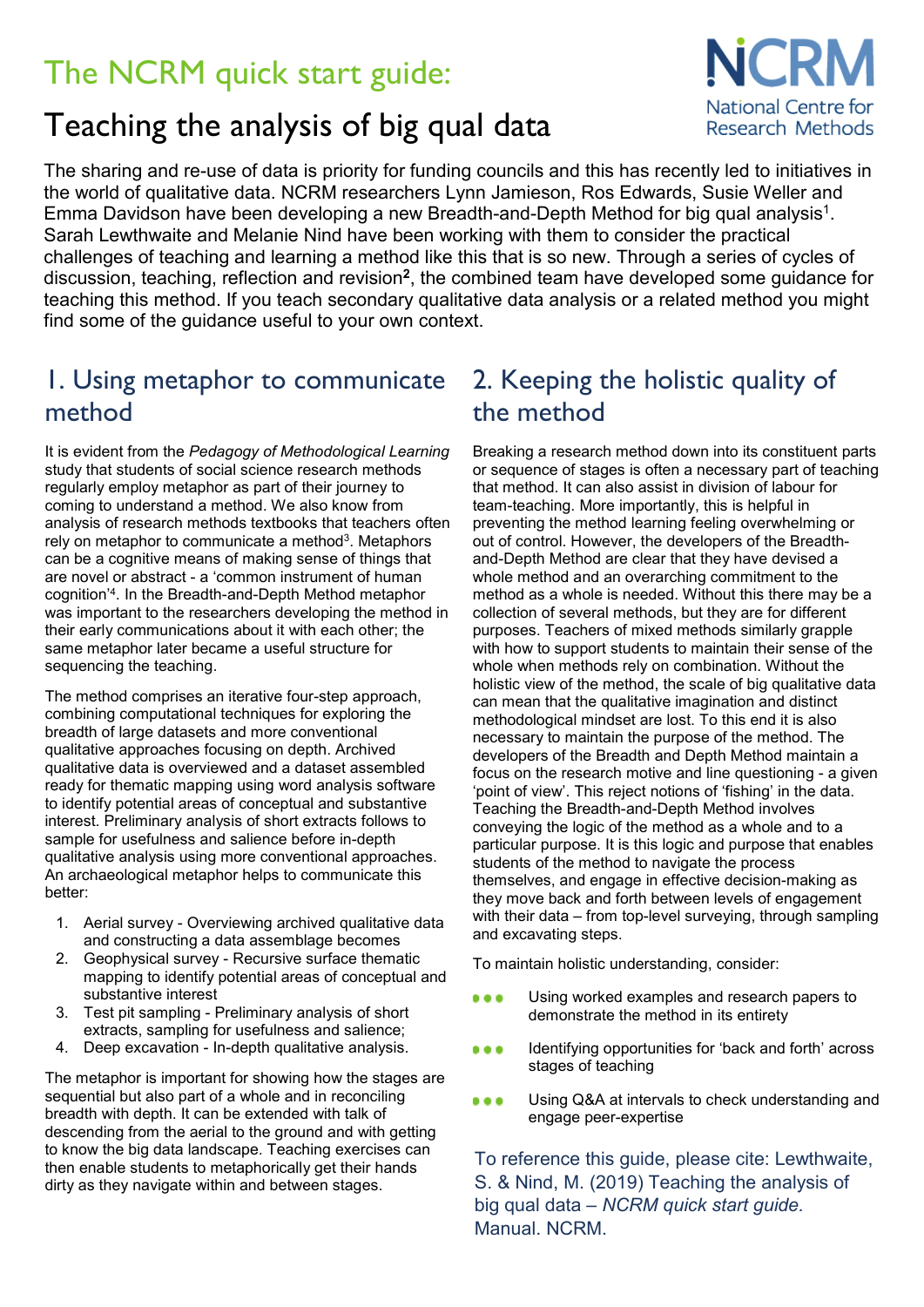# The NCRM quick start guide:

# Teaching the analysis of big qual data

National Centre for Research Methods

The sharing and re-use of data is priority for funding councils and this has recently led to initiatives in the world of qualitative data. NCRM researchers Lynn Jamieson, Ros Edwards, Susie Weller and Emma Davidson have been developing a new Breadth-and-Depth Method for big qual analysis[1]. Sarah Lewthwaite and Melanie Nind have been working with them to consider the practical challenges of teaching and learning a method like this that is so new. Through a series of cycles of discussion, teaching, reflection and revision[2], the combined team have developed some guidance for teaching this method. If you teach secondary qualitative data analysis or a related method you might find some of the guidance useful to your own context.

## 1. Using metaphor to communicate method

It is evident from the *Pedagogy of Methodological Learning* study that students of social science research methods regularly employ metaphor as part of their journey to coming to understand a method. We also know from analysis of research methods textbooks that teachers often rely on metaphor to communicate a method[3]. Metaphors can be a cognitive means of making sense of things that are novel or abstract - a 'common instrument of human cognition'[4]. In the Breadth-and-Depth Method metaphor was important to the researchers developing the method in their early communications about it with each other; the same metaphor later became a useful structure for sequencing the teaching.

The method comprises an iterative four-step approach, combining computational techniques for exploring the breadth of large datasets and more conventional qualitative approaches focusing on depth. Archived qualitative data is overviewed and a dataset assembled ready for thematic mapping using word analysis software to identify potential areas of conceptual and substantive interest. Preliminary analysis of short extracts follows to sample for usefulness and salience before in-depth qualitative analysis using more conventional approaches. An archaeological metaphor helps to communicate this better:

1. Aerial survey - Overviewing archived qualitative data and constructing a data assemblage becomes
2. Geophysical survey - Recursive surface thematic mapping to identify potential areas of conceptual and substantive interest
3. Test pit sampling - Preliminary analysis of short extracts, sampling for usefulness and salience;
4. Deep excavation - In-depth qualitative analysis.

The metaphor is important for showing how the stages are sequential but also part of a whole and in reconciling breadth with depth. It can be extended with talk of descending from the aerial to the ground and with getting to know the big data landscape. Teaching exercises can then enable students to metaphorically get their hands dirty as they navigate within and between stages.

## 2. Keeping the holistic quality of the method

Breaking a research method down into its constituent parts or sequence of stages is often a necessary part of teaching that method. It can also assist in division of labour for team-teaching. More importantly, this is helpful in preventing the method learning feeling overwhelming or out of control. However, the developers of the Breadth-and-Depth Method are clear that they have devised a whole method and an overarching commitment to the method as a whole is needed. Without this there may be a collection of several methods, but they are for different purposes. Teachers of mixed methods similarly grapple with how to support students to maintain their sense of the whole when methods rely on combination. Without the holistic view of the method, the scale of big qualitative data can mean that the qualitative imagination and distinct methodological mindset are lost. To this end it is also necessary to maintain the purpose of the method. The developers of the Breadth and Depth Method maintain a focus on the research motive and line questioning - a given 'point of view'. This reject notions of 'fishing' in the data. Teaching the Breadth-and-Depth Method involves conveying the logic of the method as a whole and to a particular purpose. It is this logic and purpose that enables students of the method to navigate the process themselves, and engage in effective decision-making as they move back and forth between levels of engagement with their data – from top-level surveying, through sampling and excavating steps.

To maintain holistic understanding, consider:

- Using worked examples and research papers to demonstrate the method in its entirety
- Identifying opportunities for 'back and forth' across stages of teaching
- Using Q&A at intervals to check understanding and engage peer-expertise

To reference this guide, please cite: Lewthwaite, S. & Nind, M. (2019) Teaching the analysis of big qual data – *NCRM quick start guide.* Manual. NCRM.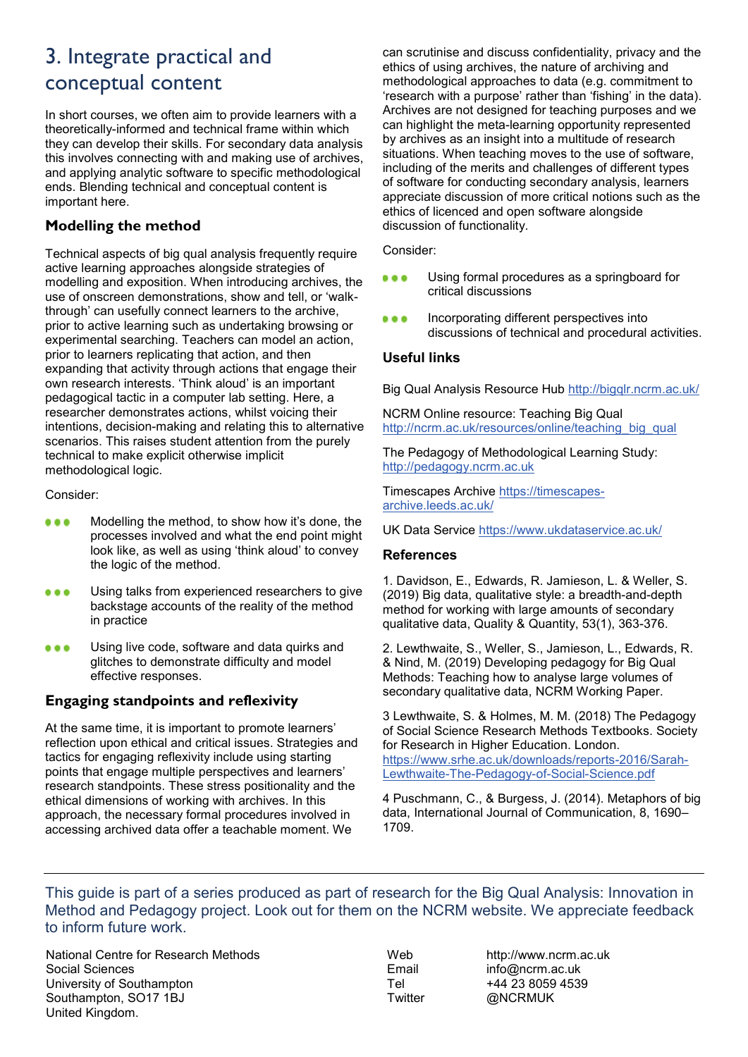## 3. Integrate practical and conceptual content

In short courses, we often aim to provide learners with a theoretically-informed and technical frame within which they can develop their skills. For secondary data analysis this involves connecting with and making use of archives, and applying analytic software to specific methodological ends. Blending technical and conceptual content is important here.

### Modelling the method

Technical aspects of big qual analysis frequently require active learning approaches alongside strategies of modelling and exposition. When introducing archives, the use of onscreen demonstrations, show and tell, or 'walk-through' can usefully connect learners to the archive, prior to active learning such as undertaking browsing or experimental searching. Teachers can model an action, prior to learners replicating that action, and then expanding that activity through actions that engage their own research interests. 'Think aloud' is an important pedagogical tactic in a computer lab setting. Here, a researcher demonstrates actions, whilst voicing their intentions, decision-making and relating this to alternative scenarios. This raises student attention from the purely technical to make explicit otherwise implicit methodological logic.

Consider:

- Modelling the method, to show how it's done, the processes involved and what the end point might look like, as well as using 'think aloud' to convey the logic of the method.
- Using talks from experienced researchers to give backstage accounts of the reality of the method in practice
- Using live code, software and data quirks and glitches to demonstrate difficulty and model effective responses.

### Engaging standpoints and reflexivity

At the same time, it is important to promote learners' reflection upon ethical and critical issues. Strategies and tactics for engaging reflexivity include using starting points that engage multiple perspectives and learners' research standpoints. These stress positionality and the ethical dimensions of working with archives. In this approach, the necessary formal procedures involved in accessing archived data offer a teachable moment. We can scrutinise and discuss confidentiality, privacy and the ethics of using archives, the nature of archiving and methodological approaches to data (e.g. commitment to 'research with a purpose' rather than 'fishing' in the data). Archives are not designed for teaching purposes and we can highlight the meta-learning opportunity represented by archives as an insight into a multitude of research situations. When teaching moves to the use of software, including of the merits and challenges of different types of software for conducting secondary analysis, learners appreciate discussion of more critical notions such as the ethics of licenced and open software alongside discussion of functionality.

Consider:

- Using formal procedures as a springboard for critical discussions
- Incorporating different perspectives into discussions of technical and procedural activities.

### Useful links

Big Qual Analysis Resource Hub http://bigqlr.ncrm.ac.uk/

NCRM Online resource: Teaching Big Qual http://ncrm.ac.uk/resources/online/teaching_big_qual

The Pedagogy of Methodological Learning Study: http://pedagogy.ncrm.ac.uk

Timescapes Archive https://timescapes-archive.leeds.ac.uk/

UK Data Service https://www.ukdataservice.ac.uk/

### References

1. Davidson, E., Edwards, R. Jamieson, L. & Weller, S. (2019) Big data, qualitative style: a breadth-and-depth method for working with large amounts of secondary qualitative data, Quality & Quantity, 53(1), 363-376.

2. Lewthwaite, S., Weller, S., Jamieson, L., Edwards, R. & Nind, M. (2019) Developing pedagogy for Big Qual Methods: Teaching how to analyse large volumes of secondary qualitative data, NCRM Working Paper.

3 Lewthwaite, S. & Holmes, M. M. (2018) The Pedagogy of Social Science Research Methods Textbooks. Society for Research in Higher Education. London. https://www.srhe.ac.uk/downloads/reports-2016/Sarah-Lewthwaite-The-Pedagogy-of-Social-Science.pdf

4 Puschmann, C., & Burgess, J. (2014). Metaphors of big data, International Journal of Communication, 8, 1690–1709.

---

This guide is part of a series produced as part of research for the Big Qual Analysis: Innovation in Method and Pedagogy project. Look out for them on the NCRM website. We appreciate feedback to inform future work.

National Centre for Research Methods
Social Sciences
University of Southampton
Southampton, SO17 1BJ
United Kingdom.

| | |
|---|---|
| Web | http://www.ncrm.ac.uk |
| Email | info@ncrm.ac.uk |
| Tel | +44 23 8059 4539 |
| Twitter | @NCRMUK |